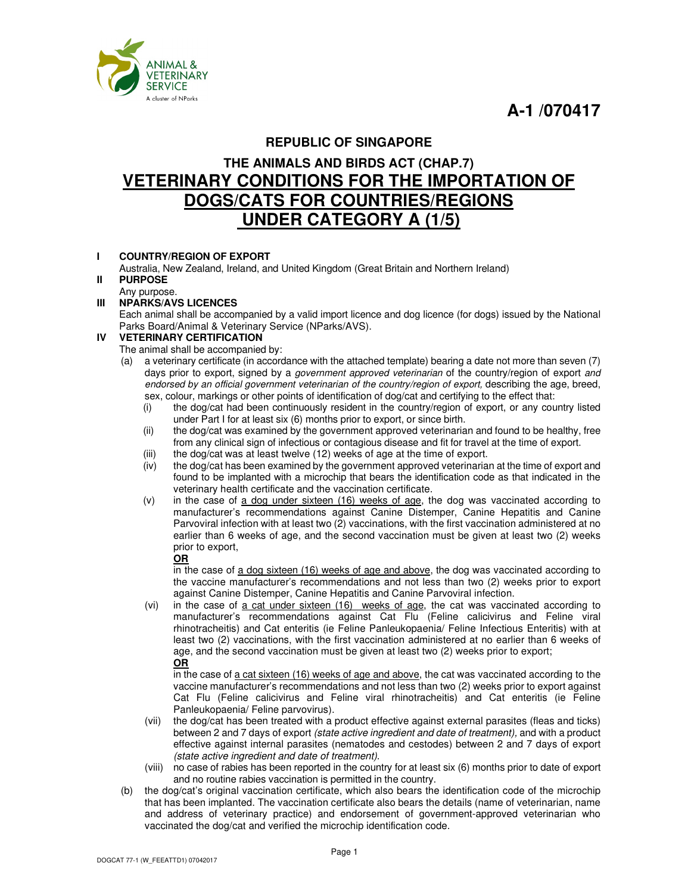**A-1 /070417**

## REPUBLIC OF SINGAPORE

### THE ANIMALS AND BIRDS ACT (CHAP.7)

# VETERINARY CONDITIONS FOR THE IMPORTATION OF DOGS/CATS FOR COUNTRIES/REGIONS UNDER CATEGORY A (1/5)

**I COUNTRY/REGION OF EXPORT**

Australia, New Zealand, Ireland, and United Kingdom (Great Britain and Northern Ireland)

**II PURPOSE**

Any purpose.

**III NPARKS/AVS LICENCES**

Each animal shall be accompanied by a valid import licence and dog licence (for dogs) issued by the National Parks Board/Animal & Veterinary Service (NParks/AVS).

**IV VETERINARY CERTIFICATION**

The animal shall be accompanied by:

(a) a veterinary certificate (in accordance with the attached template) bearing a date not more than seven (7) days prior to export, signed by a *government approved veterinarian* of the country/region of export *and endorsed by an official government veterinarian of the country/region of export,* describing the age, breed, sex, colour, markings or other points of identification of dog/cat and certifying to the effect that:

(i) the dog/cat had been continuously resident in the country/region of export, or any country listed under Part I for at least six (6) months prior to export, or since birth.

(ii) the dog/cat was examined by the government approved veterinarian and found to be healthy, free from any clinical sign of infectious or contagious disease and fit for travel at the time of export.

(iii) the dog/cat was at least twelve (12) weeks of age at the time of export.

(iv) the dog/cat has been examined by the government approved veterinarian at the time of export and found to be implanted with a microchip that bears the identification code as that indicated in the veterinary health certificate and the vaccination certificate.

(v) in the case of <u>a dog under sixteen (16) weeks of age</u>, the dog was vaccinated according to manufacturer's recommendations against Canine Distemper, Canine Hepatitis and Canine Parvoviral infection with at least two (2) vaccinations, with the first vaccination administered at no earlier than 6 weeks of age, and the second vaccination must be given at least two (2) weeks prior to export,

**<u>OR</u>**

in the case of <u>a dog sixteen (16) weeks of age and above</u>, the dog was vaccinated according to the vaccine manufacturer's recommendations and not less than two (2) weeks prior to export against Canine Distemper, Canine Hepatitis and Canine Parvoviral infection.

(vi) in the case of <u>a cat under sixteen (16) weeks of age</u>, the cat was vaccinated according to manufacturer's recommendations against Cat Flu (Feline calicivirus and Feline viral rhinotracheitis) and Cat enteritis (ie Feline Panleukopaenia/ Feline Infectious Enteritis) with at least two (2) vaccinations, with the first vaccination administered at no earlier than 6 weeks of age, and the second vaccination must be given at least two (2) weeks prior to export;

**<u>OR</u>**

in the case of <u>a cat sixteen (16) weeks of age and above</u>, the cat was vaccinated according to the vaccine manufacturer's recommendations and not less than two (2) weeks prior to export against Cat Flu (Feline calicivirus and Feline viral rhinotracheitis) and Cat enteritis (ie Feline Panleukopaenia/ Feline parvovirus).

(vii) the dog/cat has been treated with a product effective against external parasites (fleas and ticks) between 2 and 7 days of export *(state active ingredient and date of treatment),* and with a product effective against internal parasites (nematodes and cestodes) between 2 and 7 days of export *(state active ingredient and date of treatment).*

(viii) no case of rabies has been reported in the country for at least six (6) months prior to date of export and no routine rabies vaccination is permitted in the country.

(b) the dog/cat's original vaccination certificate, which also bears the identification code of the microchip that has been implanted. The vaccination certificate also bears the details (name of veterinarian, name and address of veterinary practice) and endorsement of government-approved veterinarian who vaccinated the dog/cat and verified the microchip identification code.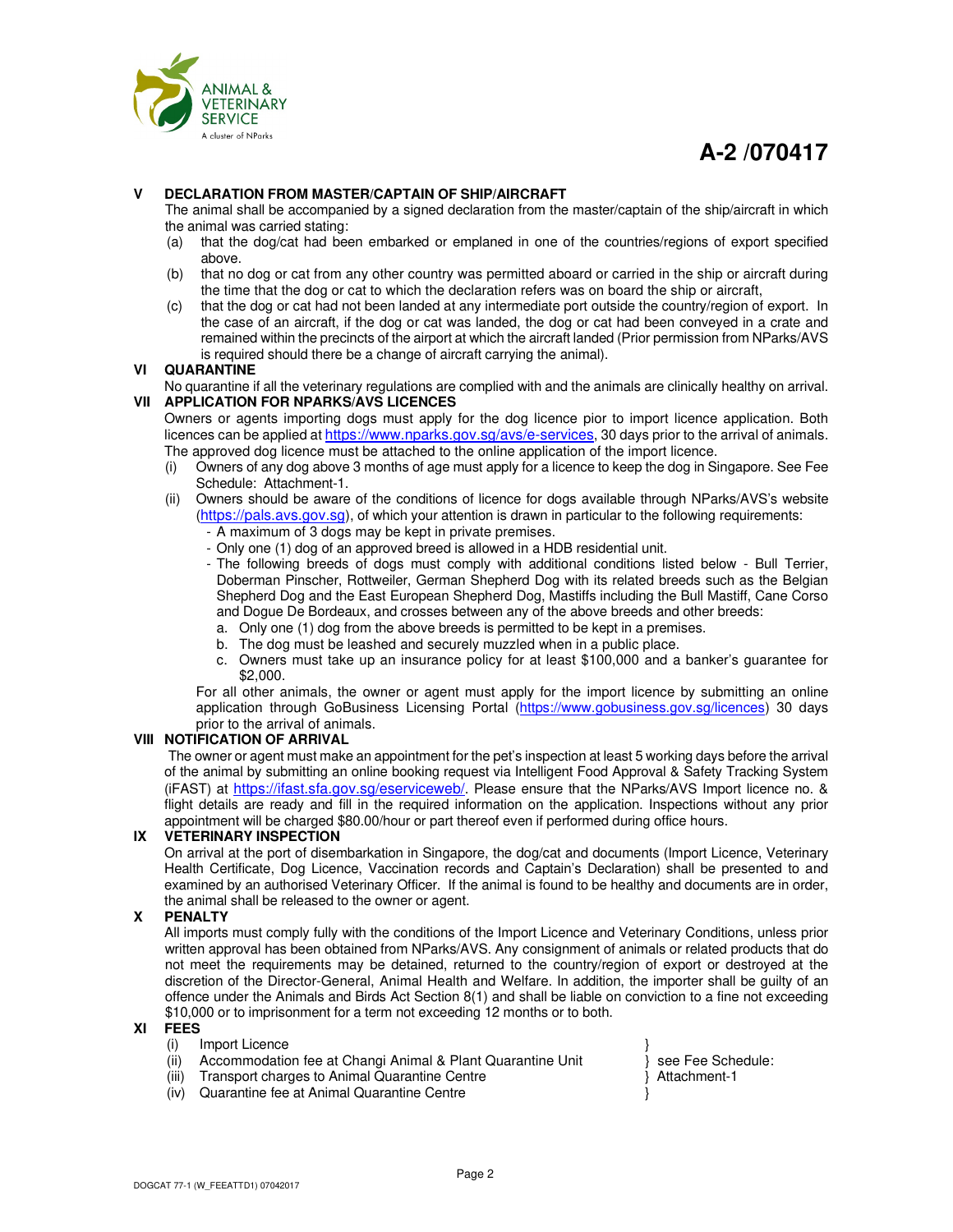A-2 /070417

## V DECLARATION FROM MASTER/CAPTAIN OF SHIP/AIRCRAFT

The animal shall be accompanied by a signed declaration from the master/captain of the ship/aircraft in which the animal was carried stating:

(a) that the dog/cat had been embarked or emplaned in one of the countries/regions of export specified above.

(b) that no dog or cat from any other country was permitted aboard or carried in the ship or aircraft during the time that the dog or cat to which the declaration refers was on board the ship or aircraft,

(c) that the dog or cat had not been landed at any intermediate port outside the country/region of export. In the case of an aircraft, if the dog or cat was landed, the dog or cat had been conveyed in a crate and remained within the precincts of the airport at which the aircraft landed (Prior permission from NParks/AVS is required should there be a change of aircraft carrying the animal).

## VI QUARANTINE

No quarantine if all the veterinary regulations are complied with and the animals are clinically healthy on arrival.

## VII APPLICATION FOR NPARKS/AVS LICENCES

Owners or agents importing dogs must apply for the dog licence pior to import licence application. Both licences can be applied at https://www.nparks.gov.sg/avs/e-services, 30 days prior to the arrival of animals. The approved dog licence must be attached to the online application of the import licence.

(i) Owners of any dog above 3 months of age must apply for a licence to keep the dog in Singapore. See Fee Schedule: Attachment-1.

(ii) Owners should be aware of the conditions of licence for dogs available through NParks/AVS's website (https://pals.avs.gov.sg), of which your attention is drawn in particular to the following requirements:
- A maximum of 3 dogs may be kept in private premises.
- Only one (1) dog of an approved breed is allowed in a HDB residential unit.
- The following breeds of dogs must comply with additional conditions listed below - Bull Terrier, Doberman Pinscher, Rottweiler, German Shepherd Dog with its related breeds such as the Belgian Shepherd Dog and the East European Shepherd Dog, Mastiffs including the Bull Mastiff, Cane Corso and Dogue De Bordeaux, and crosses between any of the above breeds and other breeds:
  a. Only one (1) dog from the above breeds is permitted to be kept in a premises.
  b. The dog must be leashed and securely muzzled when in a public place.
  c. Owners must take up an insurance policy for at least $100,000 and a banker's guarantee for $2,000.

For all other animals, the owner or agent must apply for the import licence by submitting an online application through GoBusiness Licensing Portal (https://www.gobusiness.gov.sg/licences) 30 days prior to the arrival of animals.

## VIII NOTIFICATION OF ARRIVAL

The owner or agent must make an appointment for the pet's inspection at least 5 working days before the arrival of the animal by submitting an online booking request via Intelligent Food Approval & Safety Tracking System (iFAST) at https://ifast.sfa.gov.sg/eserviceweb/. Please ensure that the NParks/AVS Import licence no. & flight details are ready and fill in the required information on the application. Inspections without any prior appointment will be charged $80.00/hour or part thereof even if performed during office hours.

## IX VETERINARY INSPECTION

On arrival at the port of disembarkation in Singapore, the dog/cat and documents (Import Licence, Veterinary Health Certificate, Dog Licence, Vaccination records and Captain's Declaration) shall be presented to and examined by an authorised Veterinary Officer. If the animal is found to be healthy and documents are in order, the animal shall be released to the owner or agent.

## X PENALTY

All imports must comply fully with the conditions of the Import Licence and Veterinary Conditions, unless prior written approval has been obtained from NParks/AVS. Any consignment of animals or related products that do not meet the requirements may be detained, returned to the country/region of export or destroyed at the discretion of the Director-General, Animal Health and Welfare. In addition, the importer shall be guilty of an offence under the Animals and Birds Act Section 8(1) and shall be liable on conviction to a fine not exceeding $10,000 or to imprisonment for a term not exceeding 12 months or to both.

## XI FEES

(i) Import Licence
(ii) Accommodation fee at Changi Animal & Plant Quarantine Unit
(iii) Transport charges to Animal Quarantine Centre
(iv) Quarantine fee at Animal Quarantine Centre

} see Fee Schedule: Attachment-1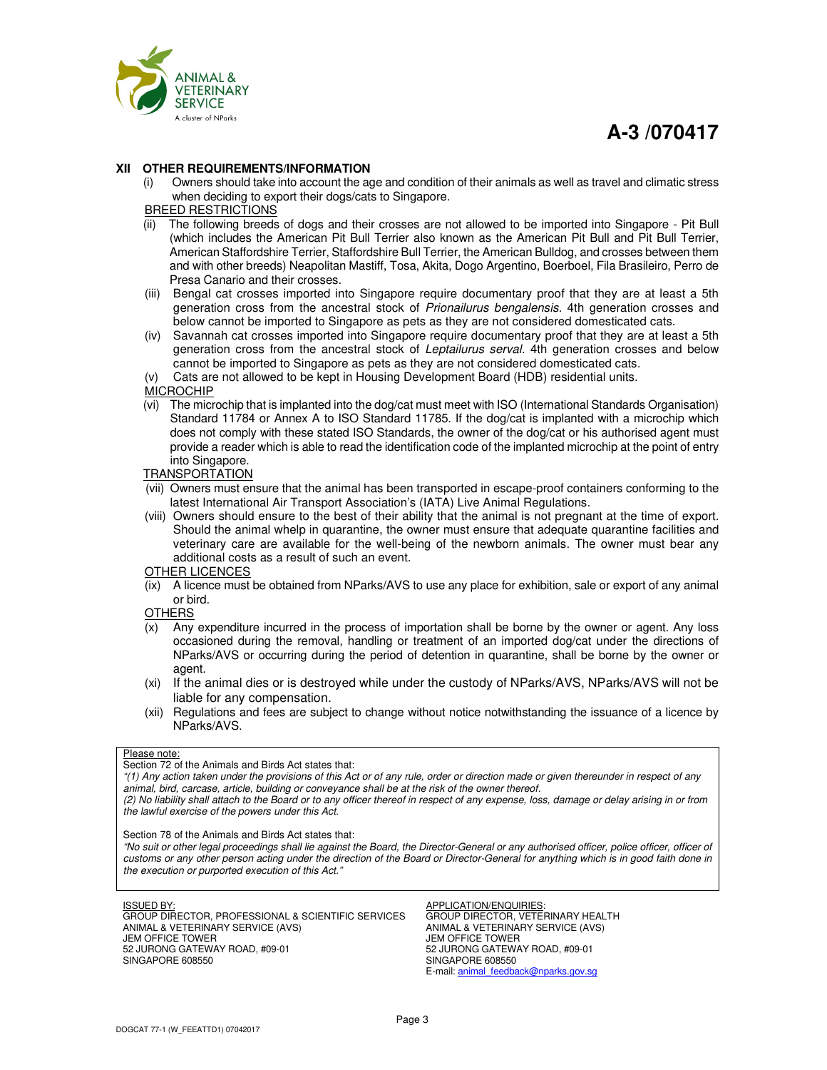A-3 /070417

## XII OTHER REQUIREMENTS/INFORMATION

(i) Owners should take into account the age and condition of their animals as well as travel and climatic stress when deciding to export their dogs/cats to Singapore.

BREED RESTRICTIONS

(ii) The following breeds of dogs and their crosses are not allowed to be imported into Singapore - Pit Bull (which includes the American Pit Bull Terrier also known as the American Pit Bull and Pit Bull Terrier, American Staffordshire Terrier, Staffordshire Bull Terrier, the American Bulldog, and crosses between them and with other breeds) Neapolitan Mastiff, Tosa, Akita, Dogo Argentino, Boerboel, Fila Brasileiro, Perro de Presa Canario and their crosses.

(iii) Bengal cat crosses imported into Singapore require documentary proof that they are at least a 5th generation cross from the ancestral stock of *Prionailurus bengalensis.* 4th generation crosses and below cannot be imported to Singapore as pets as they are not considered domesticated cats.

(iv) Savannah cat crosses imported into Singapore require documentary proof that they are at least a 5th generation cross from the ancestral stock of *Leptailurus serval.* 4th generation crosses and below cannot be imported to Singapore as pets as they are not considered domesticated cats.

(v) Cats are not allowed to be kept in Housing Development Board (HDB) residential units.

MICROCHIP

(vi) The microchip that is implanted into the dog/cat must meet with ISO (International Standards Organisation) Standard 11784 or Annex A to ISO Standard 11785. If the dog/cat is implanted with a microchip which does not comply with these stated ISO Standards, the owner of the dog/cat or his authorised agent must provide a reader which is able to read the identification code of the implanted microchip at the point of entry into Singapore.

TRANSPORTATION

(vii) Owners must ensure that the animal has been transported in escape-proof containers conforming to the latest International Air Transport Association's (IATA) Live Animal Regulations.

(viii) Owners should ensure to the best of their ability that the animal is not pregnant at the time of export. Should the animal whelp in quarantine, the owner must ensure that adequate quarantine facilities and veterinary care are available for the well-being of the newborn animals. The owner must bear any additional costs as a result of such an event.

OTHER LICENCES

(ix) A licence must be obtained from NParks/AVS to use any place for exhibition, sale or export of any animal or bird.

OTHERS

(x) Any expenditure incurred in the process of importation shall be borne by the owner or agent. Any loss occasioned during the removal, handling or treatment of an imported dog/cat under the directions of NParks/AVS or occurring during the period of detention in quarantine, shall be borne by the owner or agent.

(xi) If the animal dies or is destroyed while under the custody of NParks/AVS, NParks/AVS will not be liable for any compensation.

(xii) Regulations and fees are subject to change without notice notwithstanding the issuance of a licence by NParks/AVS.

Please note:

Section 72 of the Animals and Birds Act states that:

*"(1) Any action taken under the provisions of this Act or of any rule, order or direction made or given thereunder in respect of any animal, bird, carcase, article, building or conveyance shall be at the risk of the owner thereof.*

*(2) No liability shall attach to the Board or to any officer thereof in respect of any expense, loss, damage or delay arising in or from the lawful exercise of the powers under this Act.*

Section 78 of the Animals and Birds Act states that:

*"No suit or other legal proceedings shall lie against the Board, the Director-General or any authorised officer, police officer, officer of customs or any other person acting under the direction of the Board or Director-General for anything which is in good faith done in the execution or purported execution of this Act."*

ISSUED BY:
GROUP DIRECTOR, PROFESSIONAL & SCIENTIFIC SERVICES
ANIMAL & VETERINARY SERVICE (AVS)
JEM OFFICE TOWER
52 JURONG GATEWAY ROAD, #09-01
SINGAPORE 608550

APPLICATION/ENQUIRIES:
GROUP DIRECTOR, VETERINARY HEALTH
ANIMAL & VETERINARY SERVICE (AVS)
JEM OFFICE TOWER
52 JURONG GATEWAY ROAD, #09-01
SINGAPORE 608550
E-mail: animal_feedback@nparks.gov.sg

DOGCAT 77-1 (W_FEEATTD1) 07042017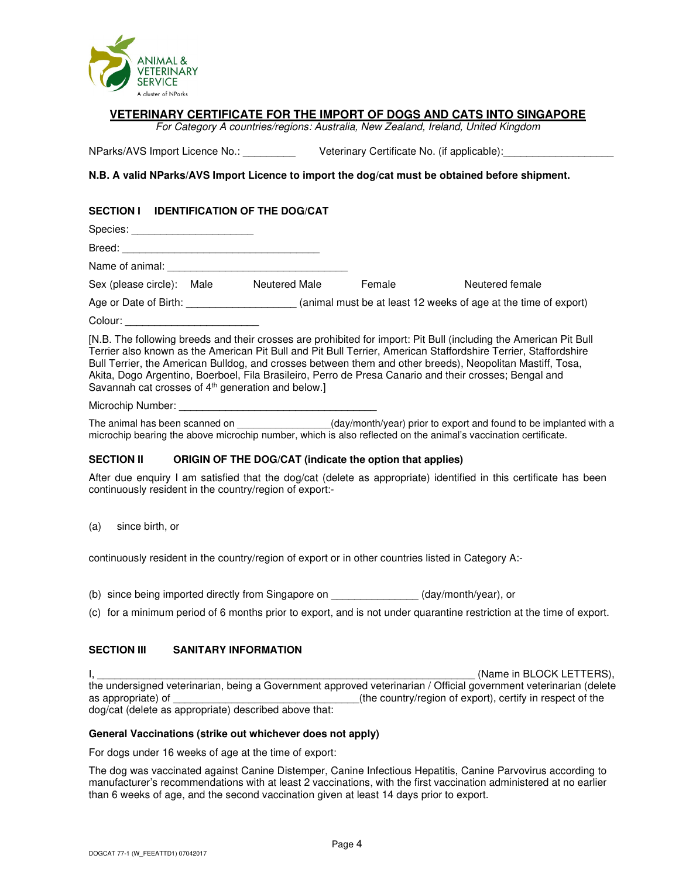ANIMAL & VETERINARY SERVICE
A cluster of NParks

## VETERINARY CERTIFICATE FOR THE IMPORT OF DOGS AND CATS INTO SINGAPORE

*For Category A countries/regions: Australia, New Zealand, Ireland, United Kingdom*

NParks/AVS Import Licence No.: _________ Veterinary Certificate No. (if applicable):___________________

**N.B. A valid NParks/AVS Import Licence to import the dog/cat must be obtained before shipment.**

### SECTION I IDENTIFICATION OF THE DOG/CAT

Species: ____________________

Breed: _________________________________

Name of animal: ______________________________

Sex (please circle): Male Neutered Male Female Neutered female

Age or Date of Birth: __________________ (animal must be at least 12 weeks of age at the time of export)

Colour: ______________________

[N.B. The following breeds and their crosses are prohibited for import: Pit Bull (including the American Pit Bull Terrier also known as the American Pit Bull and Pit Bull Terrier, American Staffordshire Terrier, Staffordshire Bull Terrier, the American Bulldog, and crosses between them and other breeds), Neopolitan Mastiff, Tosa, Akita, Dogo Argentino, Boerboel, Fila Brasileiro, Perro de Presa Canario and their crosses; Bengal and Savannah cat crosses of 4th generation and below.]

Microchip Number: _________________________________

The animal has been scanned on ________________(day/month/year) prior to export and found to be implanted with a microchip bearing the above microchip number, which is also reflected on the animal's vaccination certificate.

### SECTION II ORIGIN OF THE DOG/CAT (indicate the option that applies)

After due enquiry I am satisfied that the dog/cat (delete as appropriate) identified in this certificate has been continuously resident in the country/region of export:-

(a) since birth, or

continuously resident in the country/region of export or in other countries listed in Category A:-

(b) since being imported directly from Singapore on _______________ (day/month/year), or

(c) for a minimum period of 6 months prior to export, and is not under quarantine restriction at the time of export.

### SECTION III SANITARY INFORMATION

I, _________________________________________________________________ (Name in BLOCK LETTERS), the undersigned veterinarian, being a Government approved veterinarian / Official government veterinarian (delete as appropriate) of ________________________________(the country/region of export), certify in respect of the dog/cat (delete as appropriate) described above that:

**General Vaccinations (strike out whichever does not apply)**

For dogs under 16 weeks of age at the time of export:

The dog was vaccinated against Canine Distemper, Canine Infectious Hepatitis, Canine Parvovirus according to manufacturer's recommendations with at least 2 vaccinations, with the first vaccination administered at no earlier than 6 weeks of age, and the second vaccination given at least 14 days prior to export.

DOGCAT 77-1 (W_FEEATTD1) 07042017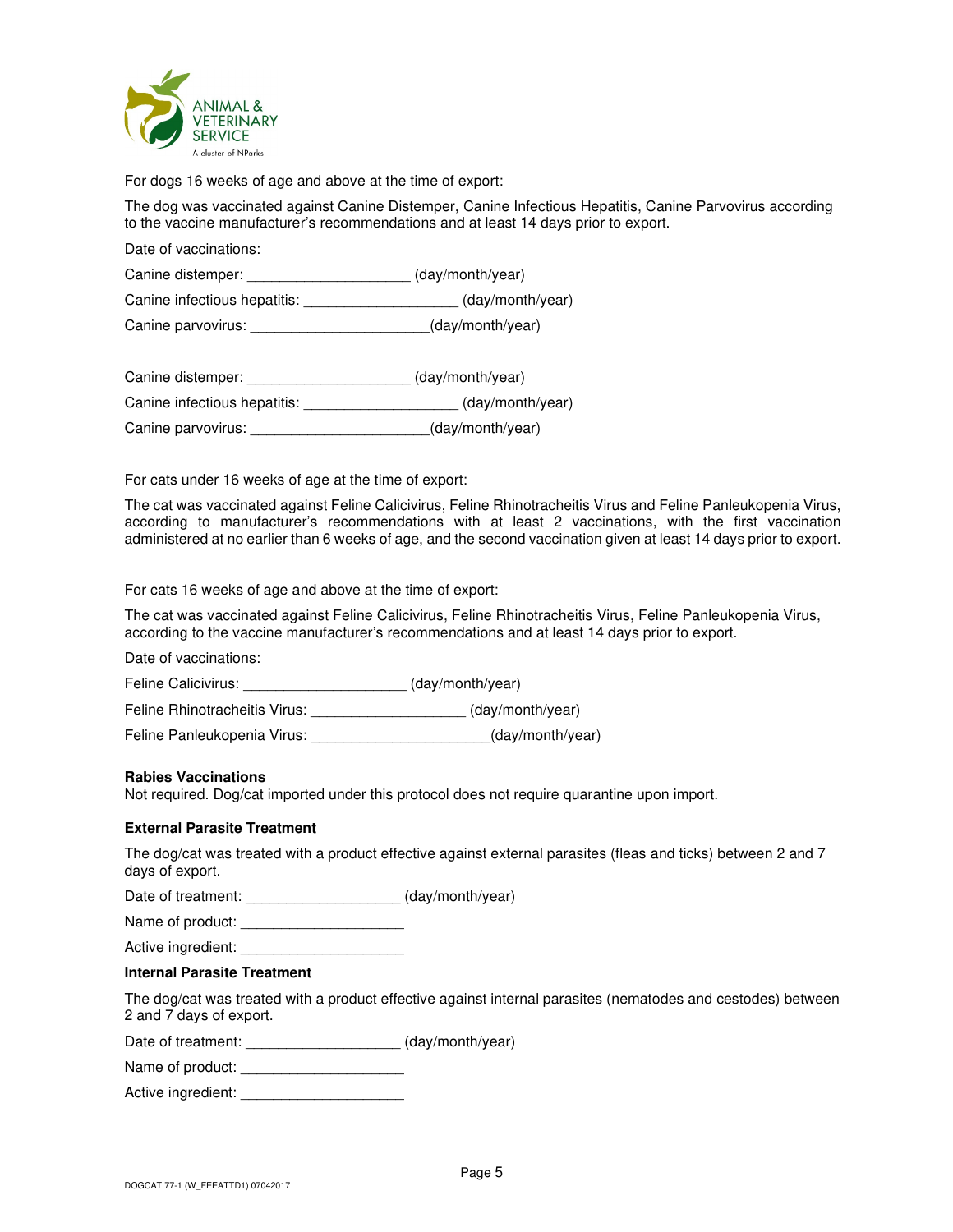For dogs 16 weeks of age and above at the time of export:

The dog was vaccinated against Canine Distemper, Canine Infectious Hepatitis, Canine Parvovirus according to the vaccine manufacturer's recommendations and at least 14 days prior to export.

Date of vaccinations:

Canine distemper: ____________________ (day/month/year)

Canine infectious hepatitis: ___________________ (day/month/year)

Canine parvovirus: ______________________(day/month/year)

Canine distemper: ____________________ (day/month/year)

Canine infectious hepatitis: ___________________ (day/month/year)

Canine parvovirus: ______________________(day/month/year)

For cats under 16 weeks of age at the time of export:

The cat was vaccinated against Feline Calicivirus, Feline Rhinotracheitis Virus and Feline Panleukopenia Virus, according to manufacturer's recommendations with at least 2 vaccinations, with the first vaccination administered at no earlier than 6 weeks of age, and the second vaccination given at least 14 days prior to export.

For cats 16 weeks of age and above at the time of export:

The cat was vaccinated against Feline Calicivirus, Feline Rhinotracheitis Virus, Feline Panleukopenia Virus, according to the vaccine manufacturer's recommendations and at least 14 days prior to export.

Date of vaccinations:

Feline Calicivirus: ____________________ (day/month/year)

Feline Rhinotracheitis Virus: ___________________ (day/month/year)

Feline Panleukopenia Virus: ______________________(day/month/year)

**Rabies Vaccinations**

Not required. Dog/cat imported under this protocol does not require quarantine upon import.

**External Parasite Treatment**

The dog/cat was treated with a product effective against external parasites (fleas and ticks) between 2 and 7 days of export.

Date of treatment: ___________________ (day/month/year)

Name of product: ____________________

Active ingredient: ____________________

**Internal Parasite Treatment**

The dog/cat was treated with a product effective against internal parasites (nematodes and cestodes) between 2 and 7 days of export.

Date of treatment: ___________________ (day/month/year)

Name of product: ____________________

Active ingredient: ____________________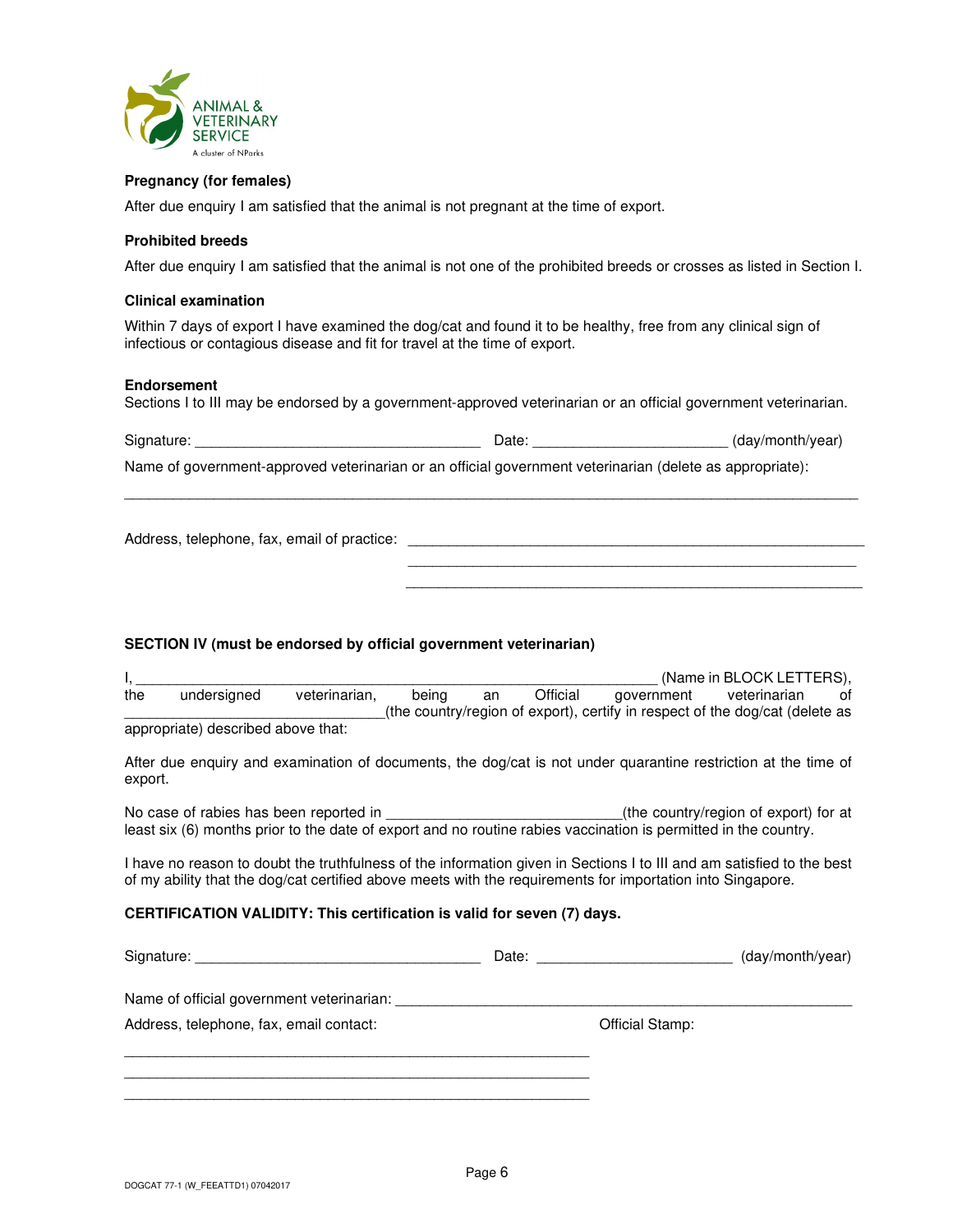**Pregnancy (for females)**

After due enquiry I am satisfied that the animal is not pregnant at the time of export.

**Prohibited breeds**

After due enquiry I am satisfied that the animal is not one of the prohibited breeds or crosses as listed in Section I.

**Clinical examination**

Within 7 days of export I have examined the dog/cat and found it to be healthy, free from any clinical sign of infectious or contagious disease and fit for travel at the time of export.

**Endorsement**

Sections I to III may be endorsed by a government-approved veterinarian or an official government veterinarian.

Signature: ___________________________________ Date: ________________________ (day/month/year)

Name of government-approved veterinarian or an official government veterinarian (delete as appropriate):

_____________________________________________________________________________________________

Address, telephone, fax, email of practice: __________________________________________________________

__________________________________________________________

__________________________________________________________

**SECTION IV (must be endorsed by official government veterinarian)**

I, _________________________________________________________________ (Name in BLOCK LETTERS), the undersigned veterinarian, being an Official government veterinarian of _______________________________(the country/region of export), certify in respect of the dog/cat (delete as appropriate) described above that:

After due enquiry and examination of documents, the dog/cat is not under quarantine restriction at the time of export.

No case of rabies has been reported in _____________________________(the country/region of export) for at least six (6) months prior to the date of export and no routine rabies vaccination is permitted in the country.

I have no reason to doubt the truthfulness of the information given in Sections I to III and am satisfied to the best of my ability that the dog/cat certified above meets with the requirements for importation into Singapore.

**CERTIFICATION VALIDITY: This certification is valid for seven (7) days.**

Signature: ___________________________________ Date: ________________________ (day/month/year)

Name of official government veterinarian: _________________________________________________________

Address, telephone, fax, email contact:

Official Stamp:

__________________________________________________________

__________________________________________________________

__________________________________________________________

DOGCAT 77-1 (W_FEEATTD1) 07042017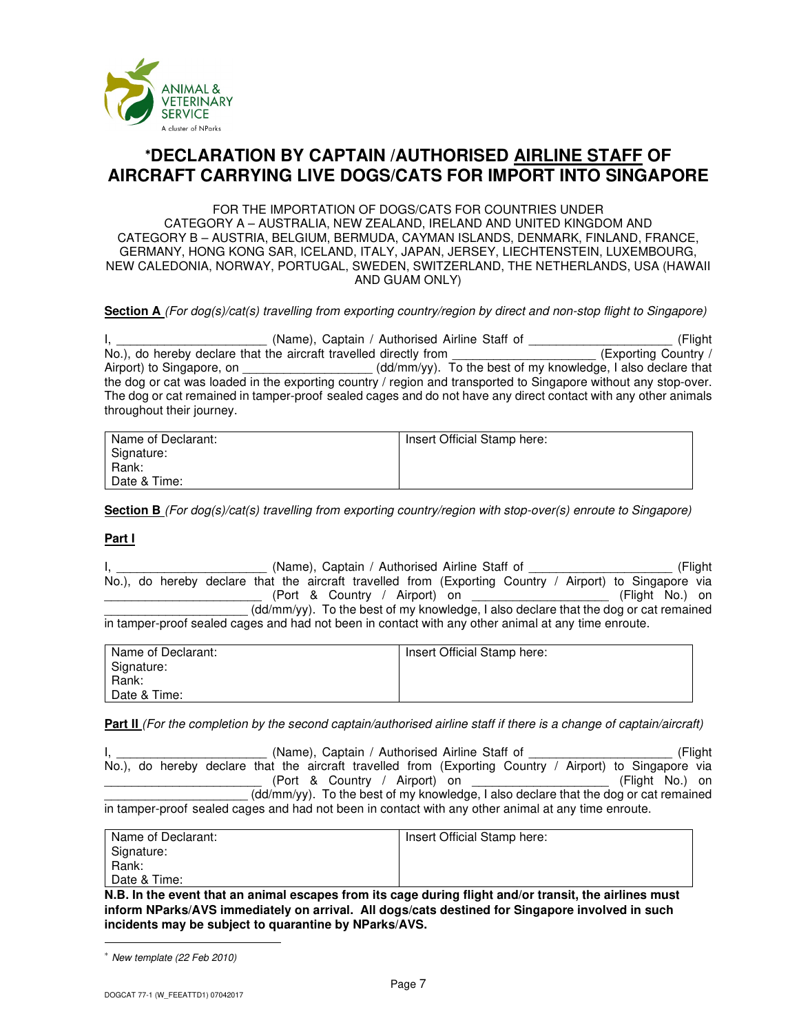# *DECLARATION BY CAPTAIN /AUTHORISED AIRLINE STAFF OF AIRCRAFT CARRYING LIVE DOGS/CATS FOR IMPORT INTO SINGAPORE

FOR THE IMPORTATION OF DOGS/CATS FOR COUNTRIES UNDER CATEGORY A – AUSTRALIA, NEW ZEALAND, IRELAND AND UNITED KINGDOM AND CATEGORY B – AUSTRIA, BELGIUM, BERMUDA, CAYMAN ISLANDS, DENMARK, FINLAND, FRANCE, GERMANY, HONG KONG SAR, ICELAND, ITALY, JAPAN, JERSEY, LIECHTENSTEIN, LUXEMBOURG, NEW CALEDONIA, NORWAY, PORTUGAL, SWEDEN, SWITZERLAND, THE NETHERLANDS, USA (HAWAII AND GUAM ONLY)

**Section A** *(For dog(s)/cat(s) travelling from exporting country/region by direct and non-stop flight to Singapore)*

I, ____________________ (Name), Captain / Authorised Airline Staff of ____________________ (Flight No.), do hereby declare that the aircraft travelled directly from ____________________ (Exporting Country / Airport) to Singapore, on ____________________ (dd/mm/yy). To the best of my knowledge, I also declare that the dog or cat was loaded in the exporting country / region and transported to Singapore without any stop-over. The dog or cat remained in tamper-proof sealed cages and do not have any direct contact with any other animals throughout their journey.

| Name of Declarant:<br>Signature:<br>Rank:<br>Date & Time: | Insert Official Stamp here: |
|---|---|

**Section B** *(For dog(s)/cat(s) travelling from exporting country/region with stop-over(s) enroute to Singapore)*

**Part I**

I, ____________________ (Name), Captain / Authorised Airline Staff of ____________________ (Flight No.), do hereby declare that the aircraft travelled from (Exporting Country / Airport) to Singapore via ____________________ (Port & Country / Airport) on ____________________ (Flight No.) on ____________________ (dd/mm/yy). To the best of my knowledge, I also declare that the dog or cat remained in tamper-proof sealed cages and had not been in contact with any other animal at any time enroute.

| Name of Declarant:<br>Signature:<br>Rank:<br>Date & Time: | Insert Official Stamp here: |
|---|---|

**Part II** *(For the completion by the second captain/authorised airline staff if there is a change of captain/aircraft)*

I, ____________________ (Name), Captain / Authorised Airline Staff of ____________________ (Flight No.), do hereby declare that the aircraft travelled from (Exporting Country / Airport) to Singapore via ____________________ (Port & Country / Airport) on ____________________ (Flight No.) on ____________________ (dd/mm/yy). To the best of my knowledge, I also declare that the dog or cat remained in tamper-proof sealed cages and had not been in contact with any other animal at any time enroute.

| Name of Declarant:<br>Signature:<br>Rank:<br>Date & Time: | Insert Official Stamp here: |
|---|---|

**N.B. In the event that an animal escapes from its cage during flight and/or transit, the airlines must inform NParks/AVS immediately on arrival. All dogs/cats destined for Singapore involved in such incidents may be subject to quarantine by NParks/AVS.**

* *New template (22 Feb 2010)*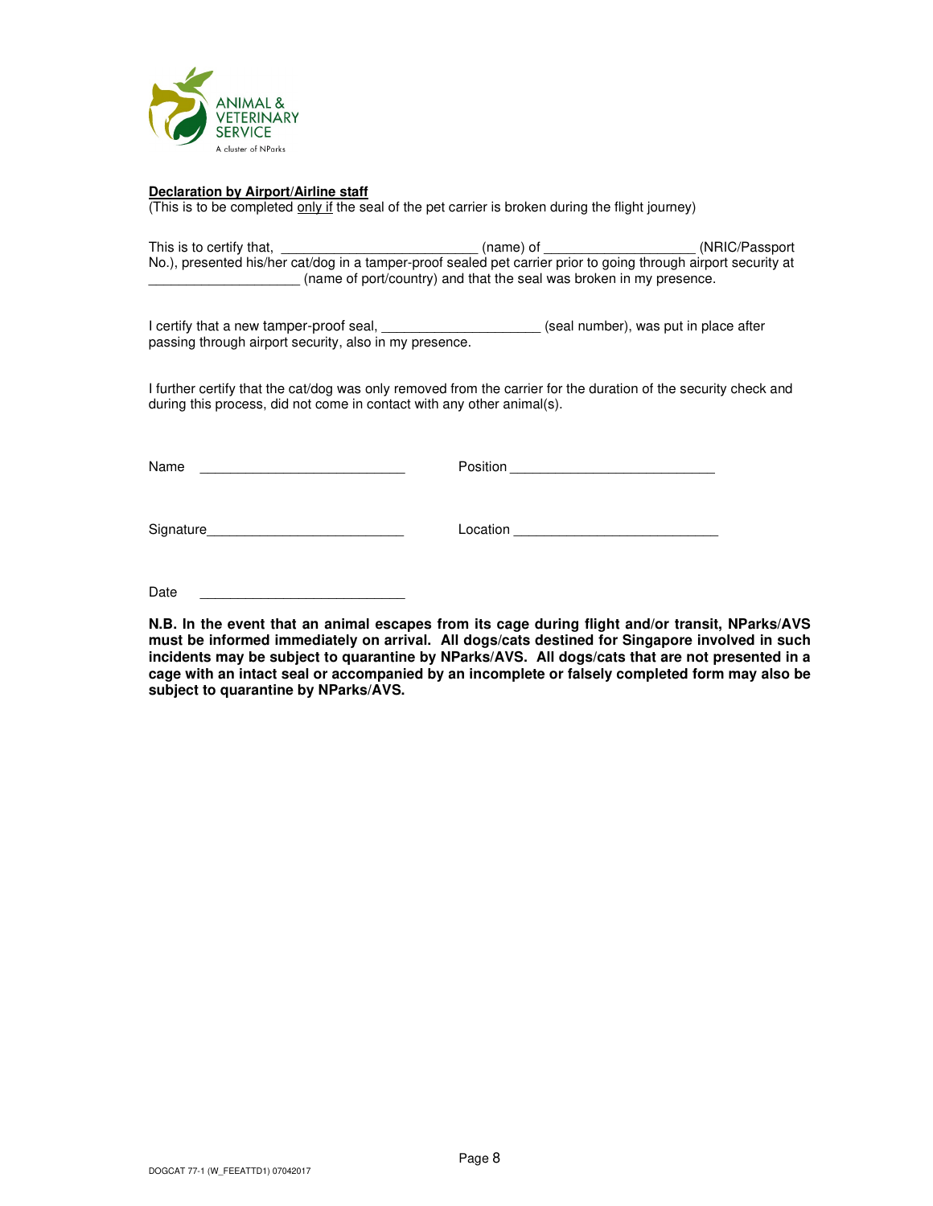ANIMAL & VETERINARY SERVICE
A cluster of NParks

**Declaration by Airport/Airline staff**
(This is to be completed only if the seal of the pet carrier is broken during the flight journey)

This is to certify that, ________________________ (name) of ___________________ (NRIC/Passport No.), presented his/her cat/dog in a tamper-proof sealed pet carrier prior to going through airport security at ___________________ (name of port/country) and that the seal was broken in my presence.

I certify that a new tamper-proof seal, ___________________ (seal number), was put in place after passing through airport security, also in my presence.

I further certify that the cat/dog was only removed from the carrier for the duration of the security check and during this process, did not come in contact with any other animal(s).

Name ___________________________ Position ___________________________

Signature _________________________ Location ___________________________

Date ___________________________

**N.B. In the event that an animal escapes from its cage during flight and/or transit, NParks/AVS must be informed immediately on arrival. All dogs/cats destined for Singapore involved in such incidents may be subject to quarantine by NParks/AVS. All dogs/cats that are not presented in a cage with an intact seal or accompanied by an incomplete or falsely completed form may also be subject to quarantine by NParks/AVS.**

DOGCAT 77-1 (W_FEEATTD1) 07042017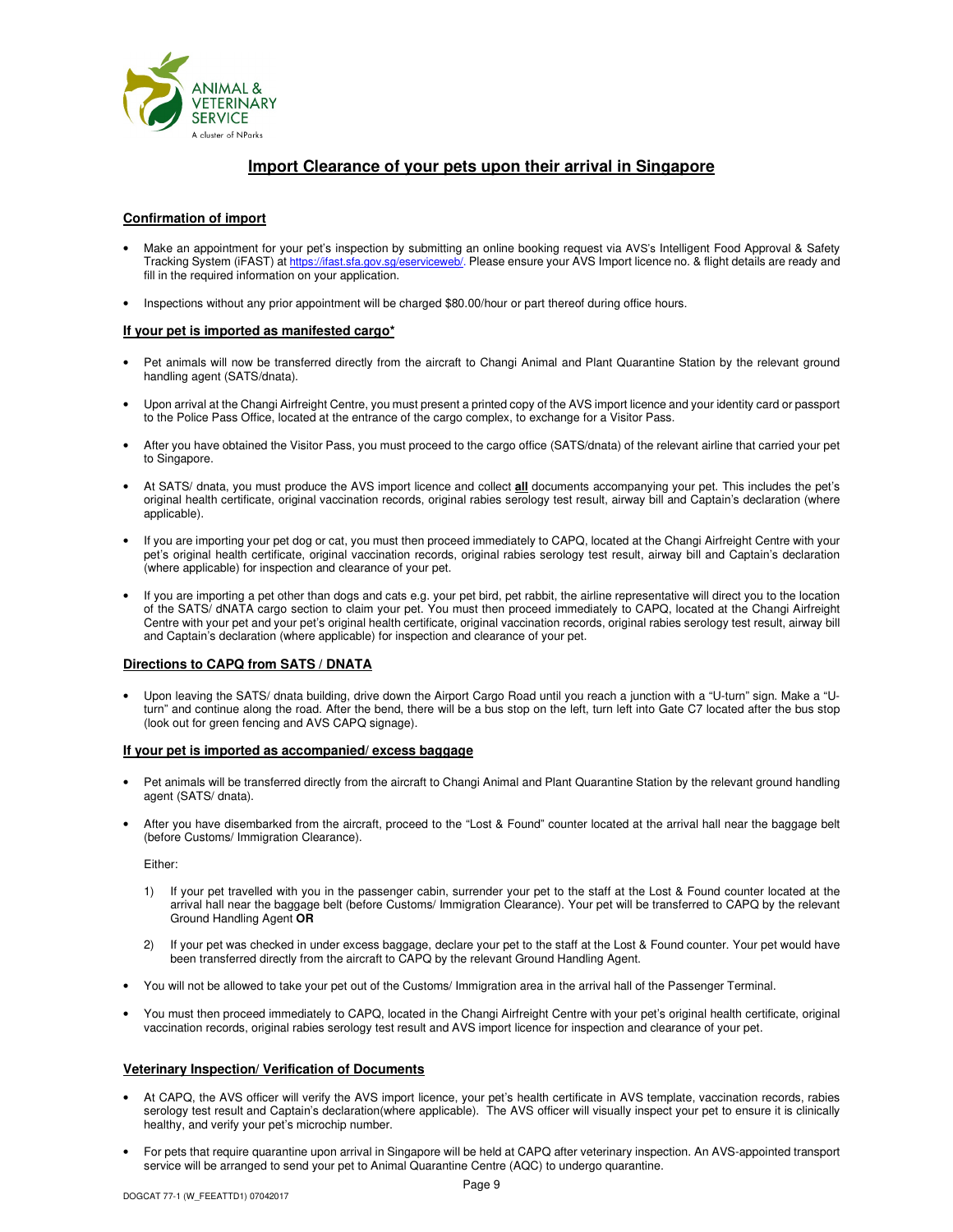ANIMAL & VETERINARY SERVICE
A cluster of NParks

# Import Clearance of your pets upon their arrival in Singapore

## Confirmation of import

- Make an appointment for your pet's inspection by submitting an online booking request via AVS's Intelligent Food Approval & Safety Tracking System (iFAST) at https://ifast.sfa.gov.sg/eserviceweb/. Please ensure your AVS Import licence no. & flight details are ready and fill in the required information on your application.
- Inspections without any prior appointment will be charged $80.00/hour or part thereof during office hours.

## If your pet is imported as manifested cargo*

- Pet animals will now be transferred directly from the aircraft to Changi Animal and Plant Quarantine Station by the relevant ground handling agent (SATS/dnata).
- Upon arrival at the Changi Airfreight Centre, you must present a printed copy of the AVS import licence and your identity card or passport to the Police Pass Office, located at the entrance of the cargo complex, to exchange for a Visitor Pass.
- After you have obtained the Visitor Pass, you must proceed to the cargo office (SATS/dnata) of the relevant airline that carried your pet to Singapore.
- At SATS/ dnata, you must produce the AVS import licence and collect **all** documents accompanying your pet. This includes the pet's original health certificate, original vaccination records, original rabies serology test result, airway bill and Captain's declaration (where applicable).
- If you are importing your pet dog or cat, you must then proceed immediately to CAPQ, located at the Changi Airfreight Centre with your pet's original health certificate, original vaccination records, original rabies serology test result, airway bill and Captain's declaration (where applicable) for inspection and clearance of your pet.
- If you are importing a pet other than dogs and cats e.g. your pet bird, pet rabbit, the airline representative will direct you to the location of the SATS/ dNATA cargo section to claim your pet. You must then proceed immediately to CAPQ, located at the Changi Airfreight Centre with your pet and your pet's original health certificate, original vaccination records, original rabies serology test result, airway bill and Captain's declaration (where applicable) for inspection and clearance of your pet.

## Directions to CAPQ from SATS / DNATA

- Upon leaving the SATS/ dnata building, drive down the Airport Cargo Road until you reach a junction with a "U-turn" sign. Make a "U-turn" and continue along the road. After the bend, there will be a bus stop on the left, turn left into Gate C7 located after the bus stop (look out for green fencing and AVS CAPQ signage).

## If your pet is imported as accompanied/ excess baggage

- Pet animals will be transferred directly from the aircraft to Changi Animal and Plant Quarantine Station by the relevant ground handling agent (SATS/ dnata).
- After you have disembarked from the aircraft, proceed to the "Lost & Found" counter located at the arrival hall near the baggage belt (before Customs/ Immigration Clearance).

  Either:

  1) If your pet travelled with you in the passenger cabin, surrender your pet to the staff at the Lost & Found counter located at the arrival hall near the baggage belt (before Customs/ Immigration Clearance). Your pet will be transferred to CAPQ by the relevant Ground Handling Agent **OR**
  2) If your pet was checked in under excess baggage, declare your pet to the staff at the Lost & Found counter. Your pet would have been transferred directly from the aircraft to CAPQ by the relevant Ground Handling Agent.

- You will not be allowed to take your pet out of the Customs/ Immigration area in the arrival hall of the Passenger Terminal.
- You must then proceed immediately to CAPQ, located in the Changi Airfreight Centre with your pet's original health certificate, original vaccination records, original rabies serology test result and AVS import licence for inspection and clearance of your pet.

## Veterinary Inspection/ Verification of Documents

- At CAPQ, the AVS officer will verify the AVS import licence, your pet's health certificate in AVS template, vaccination records, rabies serology test result and Captain's declaration(where applicable). The AVS officer will visually inspect your pet to ensure it is clinically healthy, and verify your pet's microchip number.
- For pets that require quarantine upon arrival in Singapore will be held at CAPQ after veterinary inspection. An AVS-appointed transport service will be arranged to send your pet to Animal Quarantine Centre (AQC) to undergo quarantine.

DOGCAT 77-1 (W_FEEATTD1) 07042017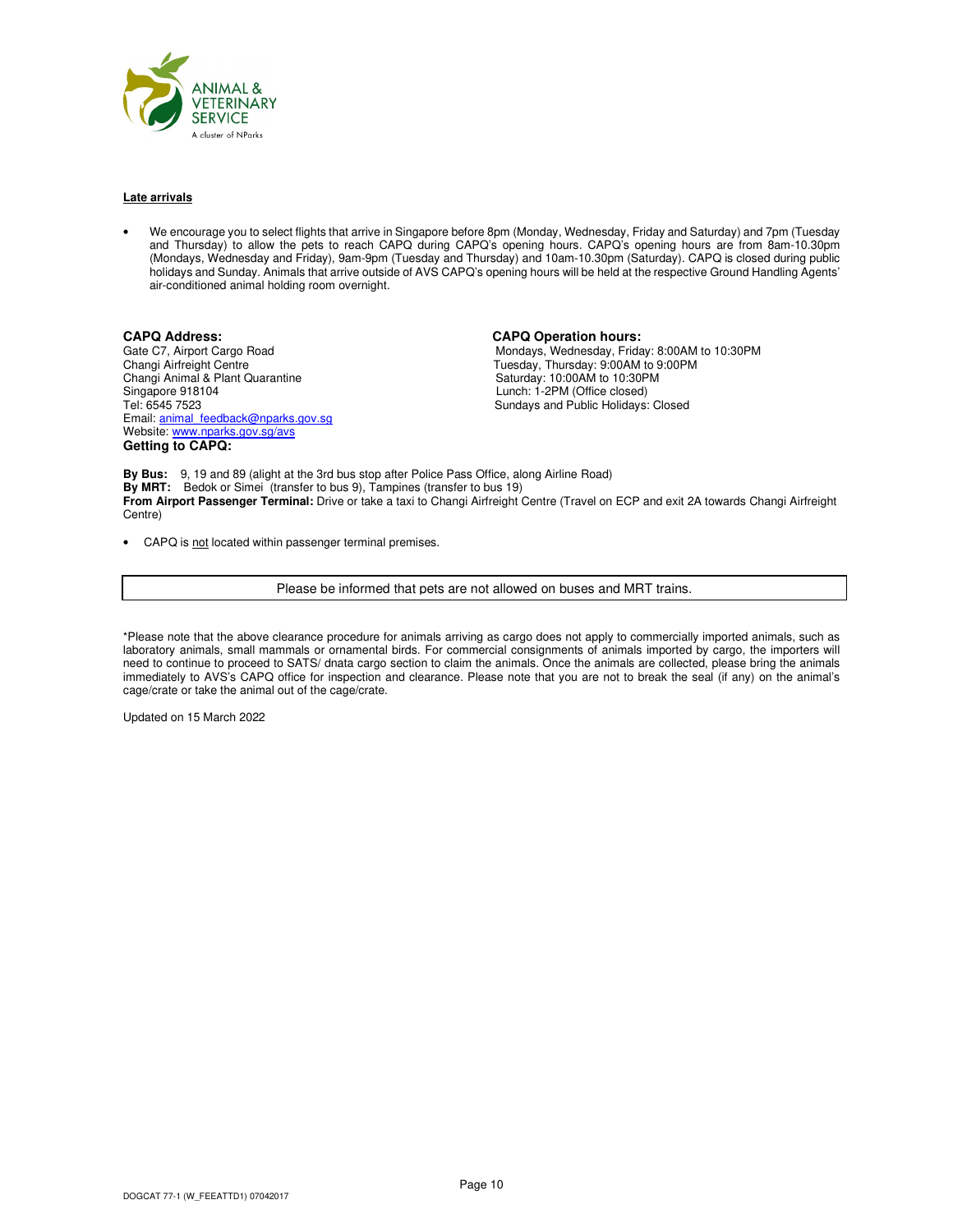**Late arrivals**

- We encourage you to select flights that arrive in Singapore before 8pm (Monday, Wednesday, Friday and Saturday) and 7pm (Tuesday and Thursday) to allow the pets to reach CAPQ during CAPQ's opening hours. CAPQ's opening hours are from 8am-10.30pm (Mondays, Wednesday and Friday), 9am-9pm (Tuesday and Thursday) and 10am-10.30pm (Saturday). CAPQ is closed during public holidays and Sunday. Animals that arrive outside of AVS CAPQ's opening hours will be held at the respective Ground Handling Agents' air-conditioned animal holding room overnight.

**CAPQ Address:**
Gate C7, Airport Cargo Road
Changi Airfreight Centre
Changi Animal & Plant Quarantine
Singapore 918104
Tel: 6545 7523
Email: animal_feedback@nparks.gov.sg
Website: www.nparks.gov.sg/avs

**CAPQ Operation hours:**
Mondays, Wednesday, Friday: 8:00AM to 10:30PM
Tuesday, Thursday: 9:00AM to 9:00PM
Saturday: 10:00AM to 10:30PM
Lunch: 1-2PM (Office closed)
Sundays and Public Holidays: Closed

**Getting to CAPQ:**

**By Bus:** 9, 19 and 89 (alight at the 3rd bus stop after Police Pass Office, along Airline Road)
**By MRT:** Bedok or Simei (transfer to bus 9), Tampines (transfer to bus 19)
**From Airport Passenger Terminal:** Drive or take a taxi to Changi Airfreight Centre (Travel on ECP and exit 2A towards Changi Airfreight Centre)

- CAPQ is not located within passenger terminal premises.

| Please be informed that pets are not allowed on buses and MRT trains. |
| --- |

*Please note that the above clearance procedure for animals arriving as cargo does not apply to commercially imported animals, such as laboratory animals, small mammals or ornamental birds. For commercial consignments of animals imported by cargo, the importers will need to continue to proceed to SATS/ dnata cargo section to claim the animals. Once the animals are collected, please bring the animals immediately to AVS's CAPQ office for inspection and clearance. Please note that you are not to break the seal (if any) on the animal's cage/crate or take the animal out of the cage/crate.

Updated on 15 March 2022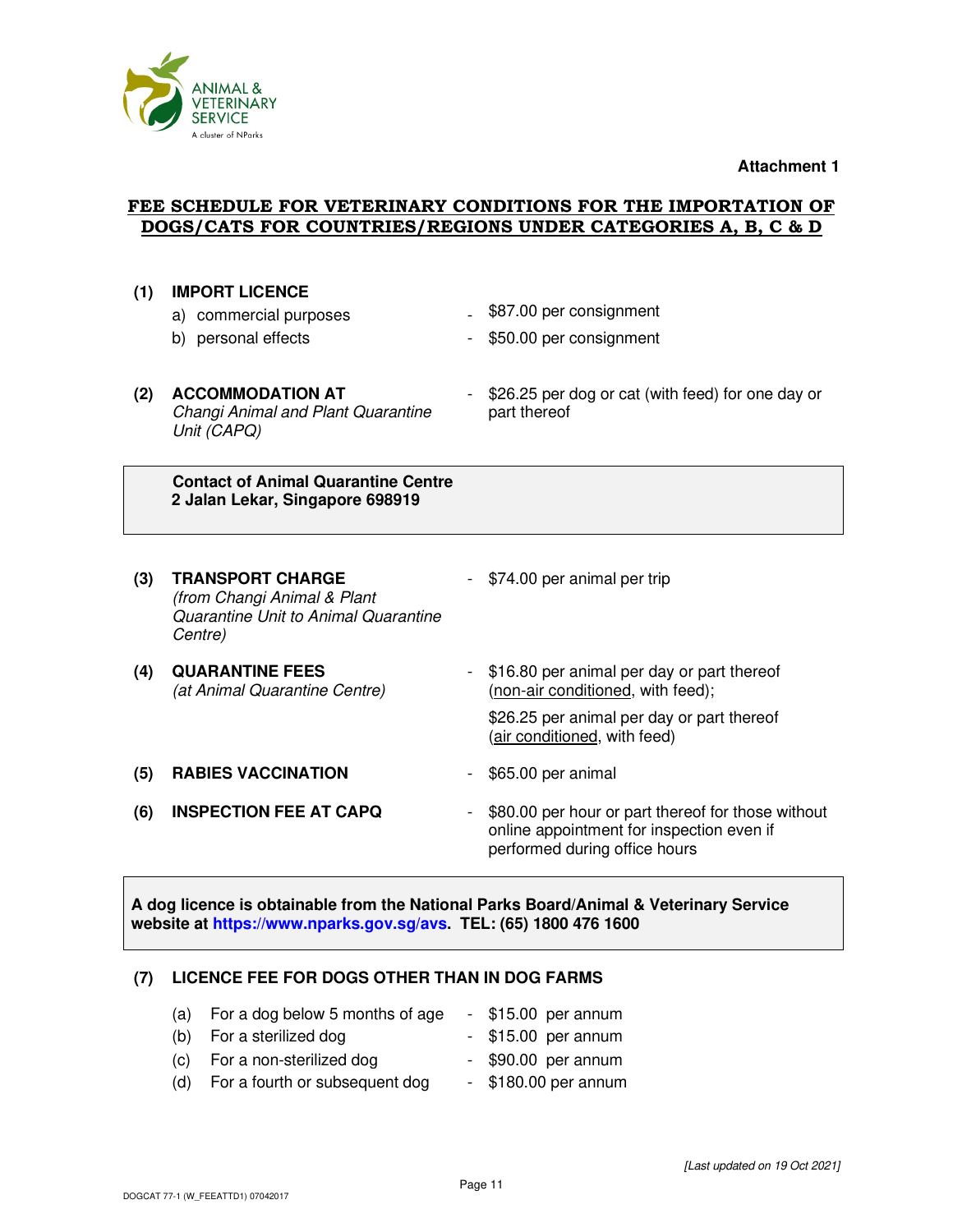**Attachment 1**

# FEE SCHEDULE FOR VETERINARY CONDITIONS FOR THE IMPORTATION OF DOGS/CATS FOR COUNTRIES/REGIONS UNDER CATEGORIES A, B, C & D

**(1) IMPORT LICENCE**

a) commercial purposes - $87.00 per consignment

b) personal effects - $50.00 per consignment

**(2) ACCOMMODATION AT** *Changi Animal and Plant Quarantine Unit (CAPQ)* - $26.25 per dog or cat (with feed) for one day or part thereof

**Contact of Animal Quarantine Centre**
**2 Jalan Lekar, Singapore 698919**

**(3) TRANSPORT CHARGE** *(from Changi Animal & Plant Quarantine Unit to Animal Quarantine Centre)* - $74.00 per animal per trip

**(4) QUARANTINE FEES** *(at Animal Quarantine Centre)* - $16.80 per animal per day or part thereof (non-air conditioned, with feed);

$26.25 per animal per day or part thereof (air conditioned, with feed)

**(5) RABIES VACCINATION** - $65.00 per animal

**(6) INSPECTION FEE AT CAPQ** - $80.00 per hour or part thereof for those without online appointment for inspection even if performed during office hours

**A dog licence is obtainable from the National Parks Board/Animal & Veterinary Service website at https://www.nparks.gov.sg/avs. TEL: (65) 1800 476 1600**

**(7) LICENCE FEE FOR DOGS OTHER THAN IN DOG FARMS**

(a) For a dog below 5 months of age - $15.00 per annum

(b) For a sterilized dog - $15.00 per annum

(c) For a non-sterilized dog - $90.00 per annum

(d) For a fourth or subsequent dog - $180.00 per annum

*[Last updated on 19 Oct 2021]*

DOGCAT 77-1 (W_FEEATTD1) 07042017